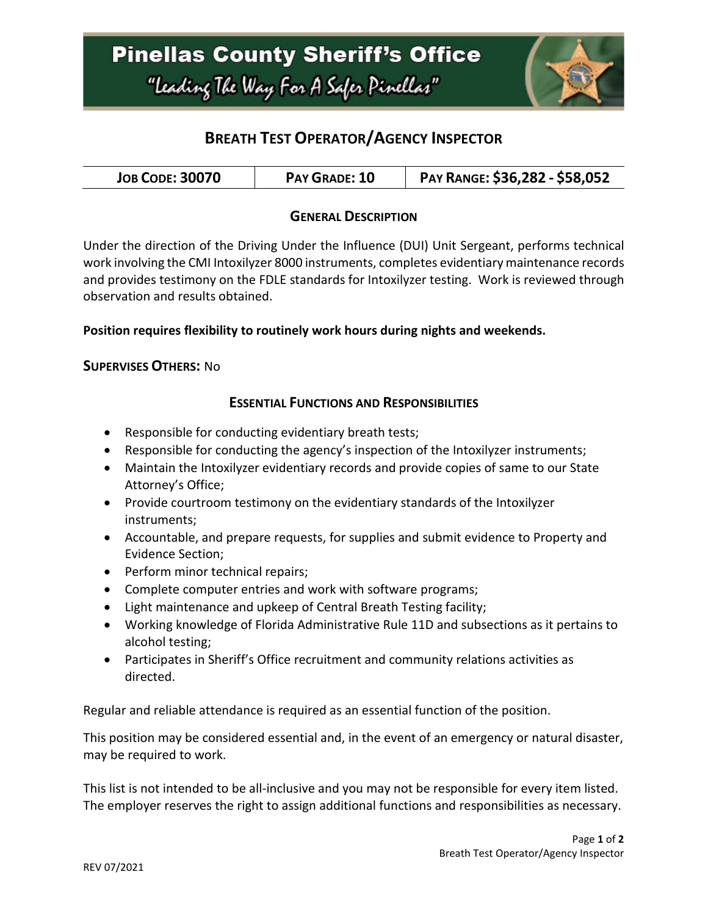# Pinellas County Sheriff's Office

"Leading The Way For A Safer Pinellas"

## BREATH TEST OPERATOR/AGENCY INSPECTOR

| JOB CODE: 30070 | PAY GRADE: 10 | PAY RANGE: $36,282 - $58,052 |
|---|---|---|

### GENERAL DESCRIPTION

Under the direction of the Driving Under the Influence (DUI) Unit Sergeant, performs technical work involving the CMI Intoxilyzer 8000 instruments, completes evidentiary maintenance records and provides testimony on the FDLE standards for Intoxilyzer testing. Work is reviewed through observation and results obtained.

**Position requires flexibility to routinely work hours during nights and weekends.**

**SUPERVISES OTHERS:** No

### ESSENTIAL FUNCTIONS AND RESPONSIBILITIES

- Responsible for conducting evidentiary breath tests;
- Responsible for conducting the agency's inspection of the Intoxilyzer instruments;
- Maintain the Intoxilyzer evidentiary records and provide copies of same to our State Attorney's Office;
- Provide courtroom testimony on the evidentiary standards of the Intoxilyzer instruments;
- Accountable, and prepare requests, for supplies and submit evidence to Property and Evidence Section;
- Perform minor technical repairs;
- Complete computer entries and work with software programs;
- Light maintenance and upkeep of Central Breath Testing facility;
- Working knowledge of Florida Administrative Rule 11D and subsections as it pertains to alcohol testing;
- Participates in Sheriff's Office recruitment and community relations activities as directed.

Regular and reliable attendance is required as an essential function of the position.

This position may be considered essential and, in the event of an emergency or natural disaster, may be required to work.

This list is not intended to be all-inclusive and you may not be responsible for every item listed. The employer reserves the right to assign additional functions and responsibilities as necessary.

REV 07/2021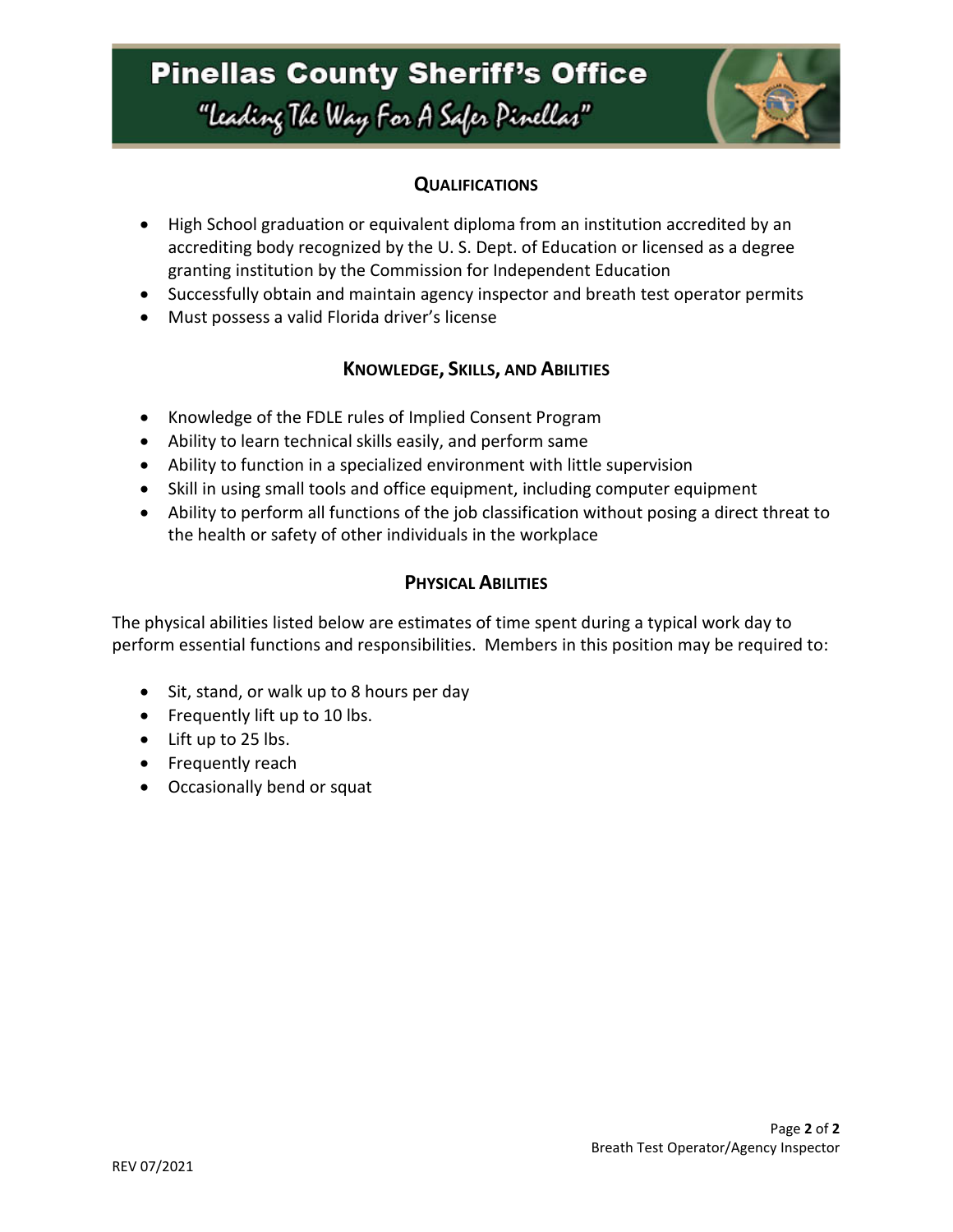## QUALIFICATIONS

- High School graduation or equivalent diploma from an institution accredited by an accrediting body recognized by the U. S. Dept. of Education or licensed as a degree granting institution by the Commission for Independent Education
- Successfully obtain and maintain agency inspector and breath test operator permits
- Must possess a valid Florida driver's license

## KNOWLEDGE, SKILLS, AND ABILITIES

- Knowledge of the FDLE rules of Implied Consent Program
- Ability to learn technical skills easily, and perform same
- Ability to function in a specialized environment with little supervision
- Skill in using small tools and office equipment, including computer equipment
- Ability to perform all functions of the job classification without posing a direct threat to the health or safety of other individuals in the workplace

## PHYSICAL ABILITIES

The physical abilities listed below are estimates of time spent during a typical work day to perform essential functions and responsibilities. Members in this position may be required to:

- Sit, stand, or walk up to 8 hours per day
- Frequently lift up to 10 lbs.
- Lift up to 25 lbs.
- Frequently reach
- Occasionally bend or squat

REV 07/2021